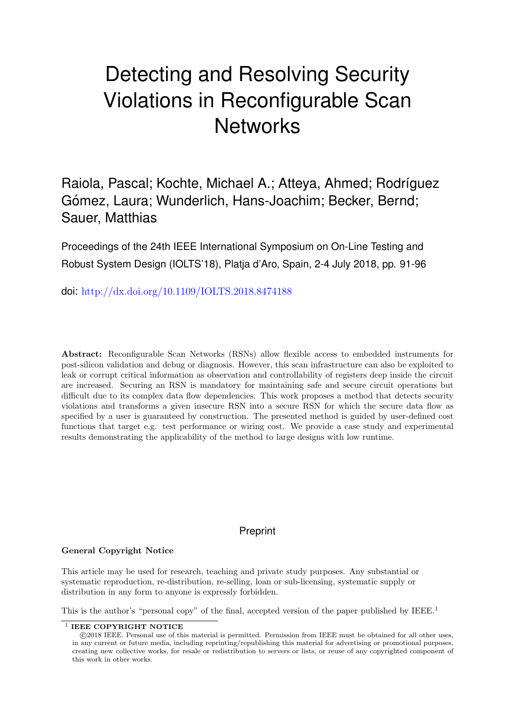# Detecting and Resolving Security Violations in Reconfigurable Scan Networks

Raiola, Pascal; Kochte, Michael A.; Atteya, Ahmed; Rodríguez Gómez, Laura; Wunderlich, Hans-Joachim; Becker, Bernd; Sauer, Matthias

Proceedings of the 24th IEEE International Symposium on On-Line Testing and Robust System Design (IOLTS'18), Platja d'Aro, Spain, 2-4 July 2018, pp. 91-96

doi: http://dx.doi.org/10.1109/IOLTS.2018.8474188

**Abstract:** Reconfigurable Scan Networks (RSNs) allow flexible access to embedded instruments for post-silicon validation and debug or diagnosis. However, this scan infrastructure can also be exploited to leak or corrupt critical information as observation and controllability of registers deep inside the circuit are increased. Securing an RSN is mandatory for maintaining safe and secure circuit operations but difficult due to its complex data flow dependencies. This work proposes a method that detects security violations and transforms a given insecure RSN into a secure RSN for which the secure data flow as specified by a user is guaranteed by construction. The presented method is guided by user-defined cost functions that target e.g. test performance or wiring cost. We provide a case study and experimental results demonstrating the applicability of the method to large designs with low runtime.

Preprint

**General Copyright Notice**

This article may be used for research, teaching and private study purposes. Any substantial or systematic reproduction, re-distribution, re-selling, loan or sub-licensing, systematic supply or distribution in any form to anyone is expressly forbidden.

This is the author's "personal copy" of the final, accepted version of the paper published by IEEE.[1]

[1] **IEEE COPYRIGHT NOTICE**
©2018 IEEE. Personal use of this material is permitted. Permission from IEEE must be obtained for all other uses, in any current or future media, including reprinting/republishing this material for advertising or promotional purposes, creating new collective works, for resale or redistribution to servers or lists, or reuse of any copyrighted component of this work in other works.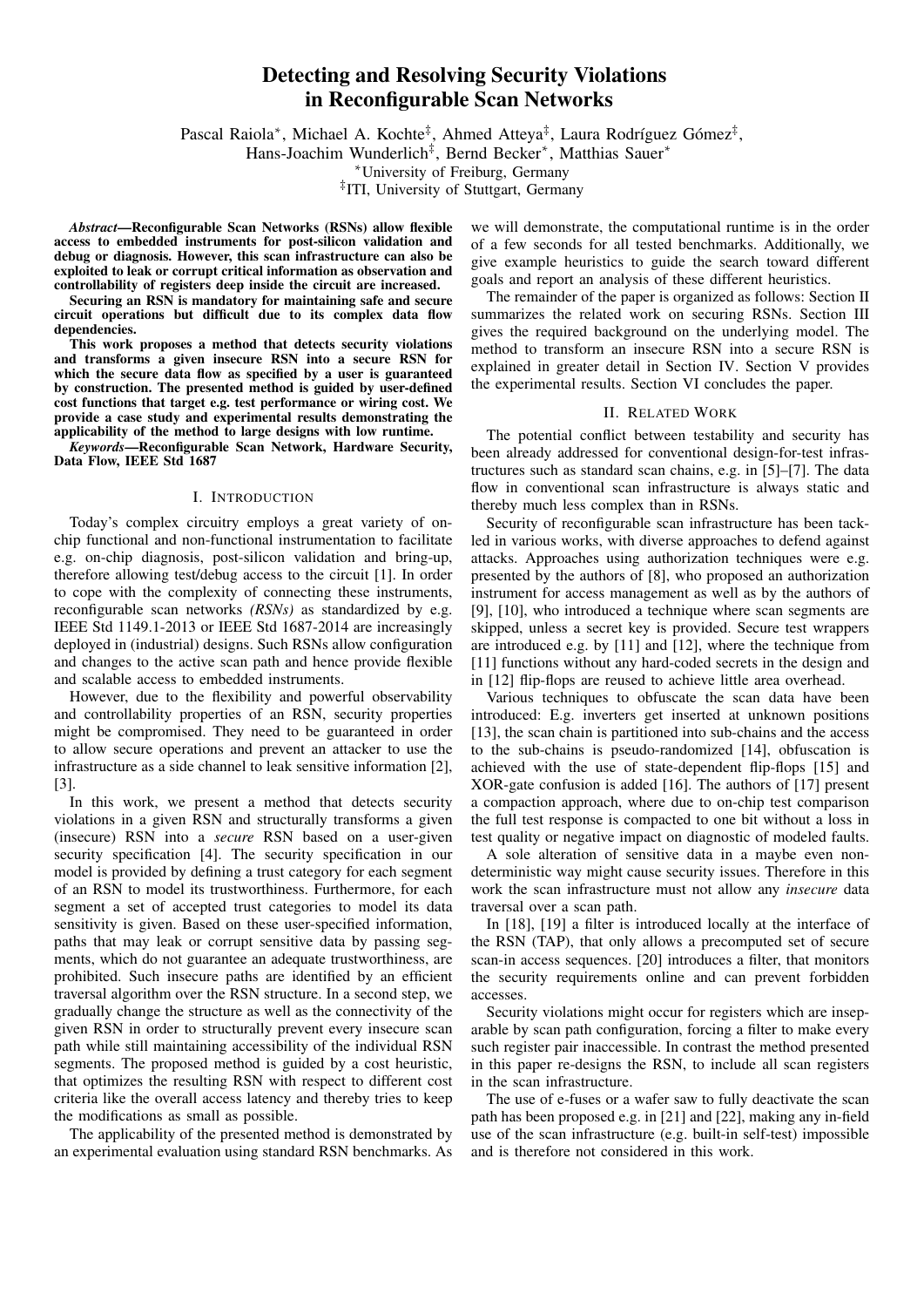# Detecting and Resolving Security Violations in Reconfigurable Scan Networks

Pascal Raiola*, Michael A. Kochte‡, Ahmed Atteya‡, Laura Rodríguez Gómez‡, Hans-Joachim Wunderlich‡, Bernd Becker*, Matthias Sauer*

*University of Freiburg, Germany

‡ITI, University of Stuttgart, Germany

***Abstract*—Reconfigurable Scan Networks (RSNs) allow flexible access to embedded instruments for post-silicon validation and debug or diagnosis. However, this scan infrastructure can also be exploited to leak or corrupt critical information as observation and controllability of registers deep inside the circuit are increased.**

**Securing an RSN is mandatory for maintaining safe and secure circuit operations but difficult due to its complex data flow dependencies.**

**This work proposes a method that detects security violations and transforms a given insecure RSN into a secure RSN for which the secure data flow as specified by a user is guaranteed by construction. The presented method is guided by user-defined cost functions that target e.g. test performance or wiring cost. We provide a case study and experimental results demonstrating the applicability of the method to large designs with low runtime.**

***Keywords*—Reconfigurable Scan Network, Hardware Security, Data Flow, IEEE Std 1687**

## I. Introduction

Today's complex circuitry employs a great variety of on-chip functional and non-functional instrumentation to facilitate e.g. on-chip diagnosis, post-silicon validation and bring-up, therefore allowing test/debug access to the circuit [1]. In order to cope with the complexity of connecting these instruments, reconfigurable scan networks *(RSNs)* as standardized by e.g. IEEE Std 1149.1-2013 or IEEE Std 1687-2014 are increasingly deployed in (industrial) designs. Such RSNs allow configuration and changes to the active scan path and hence provide flexible and scalable access to embedded instruments.

However, due to the flexibility and powerful observability and controllability properties of an RSN, security properties might be compromised. They need to be guaranteed in order to allow secure operations and prevent an attacker to use the infrastructure as a side channel to leak sensitive information [2], [3].

In this work, we present a method that detects security violations in a given RSN and structurally transforms a given (insecure) RSN into a *secure* RSN based on a user-given security specification [4]. The security specification in our model is provided by defining a trust category for each segment of an RSN to model its trustworthiness. Furthermore, for each segment a set of accepted trust categories to model its data sensitivity is given. Based on these user-specified information, paths that may leak or corrupt sensitive data by passing segments, which do not guarantee an adequate trustworthiness, are prohibited. Such insecure paths are identified by an efficient traversal algorithm over the RSN structure. In a second step, we gradually change the structure as well as the connectivity of the given RSN in order to structurally prevent every insecure scan path while still maintaining accessibility of the individual RSN segments. The proposed method is guided by a cost heuristic, that optimizes the resulting RSN with respect to different cost criteria like the overall access latency and thereby tries to keep the modifications as small as possible.

The applicability of the presented method is demonstrated by an experimental evaluation using standard RSN benchmarks. As we will demonstrate, the computational runtime is in the order of a few seconds for all tested benchmarks. Additionally, we give example heuristics to guide the search toward different goals and report an analysis of these different heuristics.

The remainder of the paper is organized as follows: Section II summarizes the related work on securing RSNs. Section III gives the required background on the underlying model. The method to transform an insecure RSN into a secure RSN is explained in greater detail in Section IV. Section V provides the experimental results. Section VI concludes the paper.

## II. Related Work

The potential conflict between testability and security has been already addressed for conventional design-for-test infrastructures such as standard scan chains, e.g. in [5]–[7]. The data flow in conventional scan infrastructure is always static and thereby much less complex than in RSNs.

Security of reconfigurable scan infrastructure has been tackled in various works, with diverse approaches to defend against attacks. Approaches using authorization techniques were e.g. presented by the authors of [8], who proposed an authorization instrument for access management as well as by the authors of [9], [10], who introduced a technique where scan segments are skipped, unless a secret key is provided. Secure test wrappers are introduced e.g. by [11] and [12], where the technique from [11] functions without any hard-coded secrets in the design and in [12] flip-flops are reused to achieve little area overhead.

Various techniques to obfuscate the scan data have been introduced: E.g. inverters get inserted at unknown positions [13], the scan chain is partitioned into sub-chains and the access to the sub-chains is pseudo-randomized [14], obfuscation is achieved with the use of state-dependent flip-flops [15] and XOR-gate confusion is added [16]. The authors of [17] present a compaction approach, where due to on-chip test comparison the full test response is compacted to one bit without a loss in test quality or negative impact on diagnostic of modeled faults.

A sole alteration of sensitive data in a maybe even non-deterministic way might cause security issues. Therefore in this work the scan infrastructure must not allow any *insecure* data traversal over a scan path.

In [18], [19] a filter is introduced locally at the interface of the RSN (TAP), that only allows a precomputed set of secure scan-in access sequences. [20] introduces a filter, that monitors the security requirements online and can prevent forbidden accesses.

Security violations might occur for registers which are inseparable by scan path configuration, forcing a filter to make every such register pair inaccessible. In contrast the method presented in this paper re-designs the RSN, to include all scan registers in the scan infrastructure.

The use of e-fuses or a wafer saw to fully deactivate the scan path has been proposed e.g. in [21] and [22], making any in-field use of the scan infrastructure (e.g. built-in self-test) impossible and is therefore not considered in this work.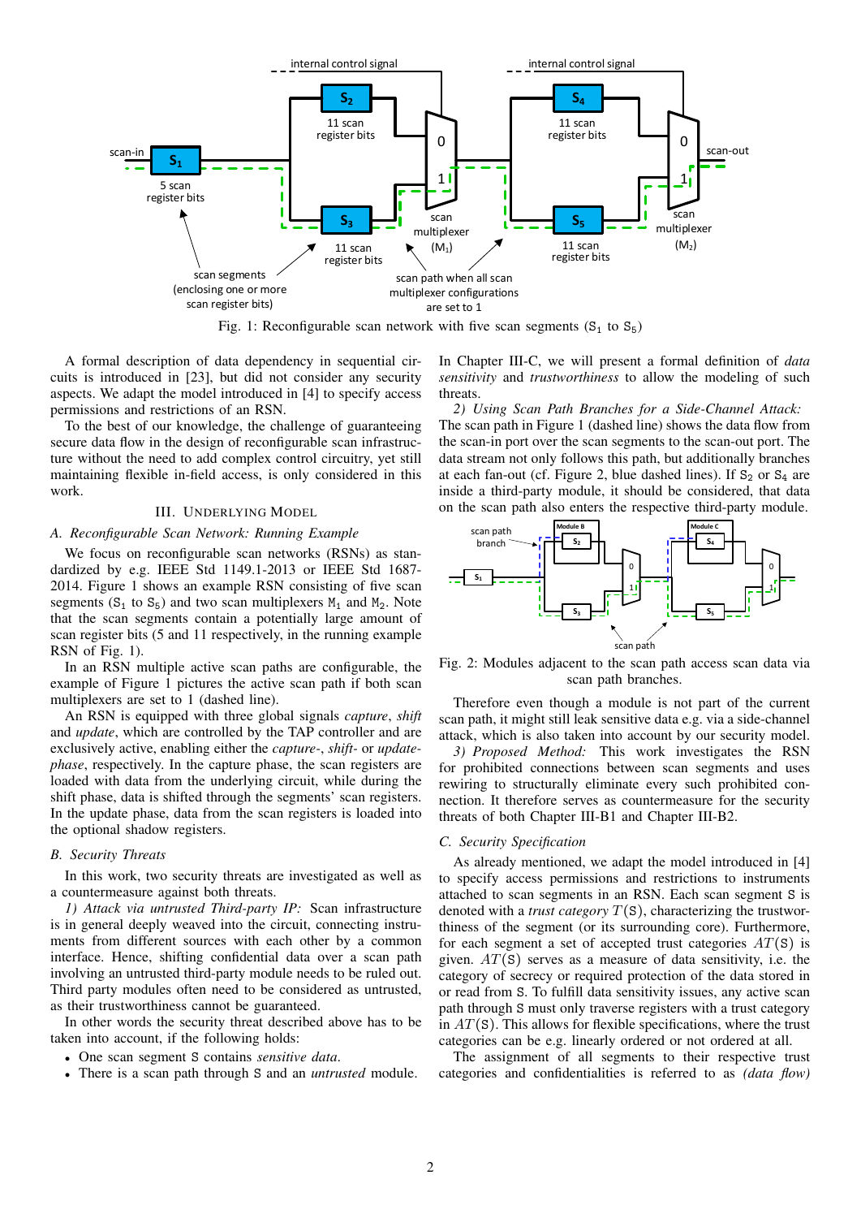Fig. 1: Reconfigurable scan network with five scan segments ($S_1$ to $S_5$)

A formal description of data dependency in sequential circuits is introduced in [23], but did not consider any security aspects. We adapt the model introduced in [4] to specify access permissions and restrictions of an RSN.

To the best of our knowledge, the challenge of guaranteeing secure data flow in the design of reconfigurable scan infrastructure without the need to add complex control circuitry, yet still maintaining flexible in-field access, is only considered in this work.

## III. Underlying Model

### A. Reconfigurable Scan Network: Running Example

We focus on reconfigurable scan networks (RSNs) as standardized by e.g. IEEE Std 1149.1-2013 or IEEE Std 1687-2014. Figure 1 shows an example RSN consisting of five scan segments ($S_1$ to $S_5$) and two scan multiplexers $M_1$ and $M_2$. Note that the scan segments contain a potentially large amount of scan register bits (5 and 11 respectively, in the running example RSN of Fig. 1).

In an RSN multiple active scan paths are configurable, the example of Figure 1 pictures the active scan path if both scan multiplexers are set to 1 (dashed line).

An RSN is equipped with three global signals *capture*, *shift* and *update*, which are controlled by the TAP controller and are exclusively active, enabling either the *capture*-, *shift*- or *update-phase*, respectively. In the capture phase, the scan registers are loaded with data from the underlying circuit, while during the shift phase, data is shifted through the segments' scan registers. In the update phase, data from the scan registers is loaded into the optional shadow registers.

### B. Security Threats

In this work, two security threats are investigated as well as a countermeasure against both threats.

*1) Attack via untrusted Third-party IP:* Scan infrastructure is in general deeply weaved into the circuit, connecting instruments from different sources with each other by a common interface. Hence, shifting confidential data over a scan path involving an untrusted third-party module needs to be ruled out. Third party modules often need to be considered as untrusted, as their trustworthiness cannot be guaranteed.

In other words the security threat described above has to be taken into account, if the following holds:

- One scan segment S contains *sensitive data*.
- There is a scan path through S and an *untrusted* module.

In Chapter III-C, we will present a formal definition of *data sensitivity* and *trustworthiness* to allow the modeling of such threats.

*2) Using Scan Path Branches for a Side-Channel Attack:* The scan path in Figure 1 (dashed line) shows the data flow from the scan-in port over the scan segments to the scan-out port. The data stream not only follows this path, but additionally branches at each fan-out (cf. Figure 2, blue dashed lines). If $S_2$ or $S_4$ are inside a third-party module, it should be considered, that data on the scan path also enters the respective third-party module.

Fig. 2: Modules adjacent to the scan path access scan data via scan path branches.

Therefore even though a module is not part of the current scan path, it might still leak sensitive data e.g. via a side-channel attack, which is also taken into account by our security model.

*3) Proposed Method:* This work investigates the RSN for prohibited connections between scan segments and uses rewiring to structurally eliminate every such prohibited connection. It therefore serves as countermeasure for the security threats of both Chapter III-B1 and Chapter III-B2.

### C. Security Specification

As already mentioned, we adapt the model introduced in [4] to specify access permissions and restrictions to instruments attached to scan segments in an RSN. Each scan segment S is denoted with a *trust category* $T(S)$, characterizing the trustworthiness of the segment (or its surrounding core). Furthermore, for each segment a set of accepted trust categories $AT(S)$ is given. $AT(S)$ serves as a measure of data sensitivity, i.e. the category of secrecy or required protection of the data stored in or read from S. To fulfill data sensitivity issues, any active scan path through S must only traverse registers with a trust category in $AT(S)$. This allows for flexible specifications, where the trust categories can be e.g. linearly ordered or not ordered at all.

The assignment of all segments to their respective trust categories and confidentialities is referred to as *(data flow)*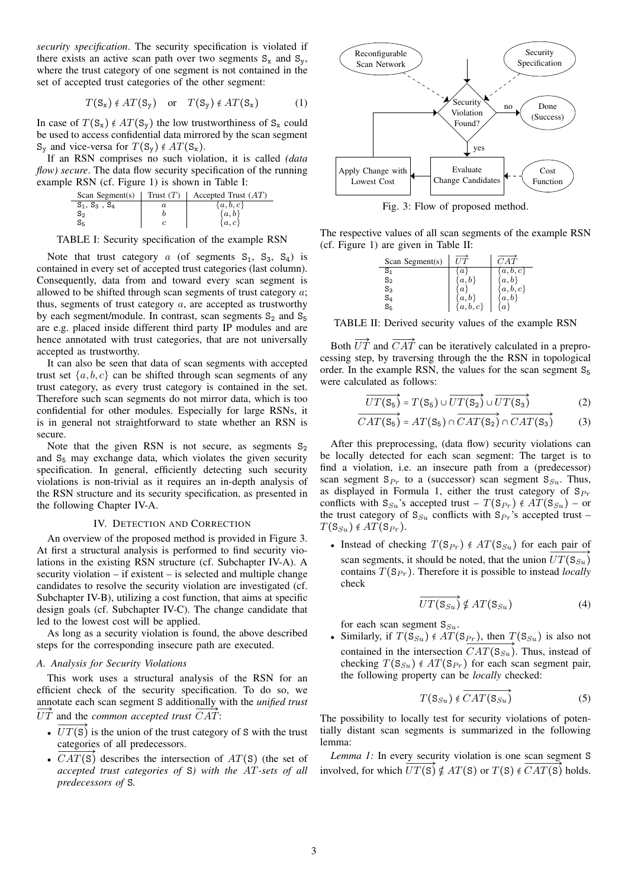*security specification*. The security specification is violated if there exists an active scan path over two segments $\mathtt{S_x}$ and $\mathtt{S_y}$, where the trust category of one segment is not contained in the set of accepted trust categories of the other segment:

$$T(\mathtt{S_x}) \notin AT(\mathtt{S_y}) \quad \text{or} \quad T(\mathtt{S_y}) \notin AT(\mathtt{S_x}) \tag{1}$$

In case of $T(\mathtt{S_x}) \notin AT(\mathtt{S_y})$ the low trustworthiness of $\mathtt{S_x}$ could be used to access confidential data mirrored by the scan segment $\mathtt{S_y}$ and vice-versa for $T(\mathtt{S_y}) \notin AT(\mathtt{S_x})$.

If an RSN comprises no such violation, it is called *(data flow) secure*. The data flow security specification of the running example RSN (cf. Figure 1) is shown in Table I:

| Scan Segment(s) | Trust ($T$) | Accepted Trust ($AT$) |
|---|---|---|
| $\mathtt{S_1}$, $\mathtt{S_3}$, $\mathtt{S_4}$ | $a$ | $\{a, b, c\}$ |
| $\mathtt{S_2}$ | $b$ | $\{a, b\}$ |
| $\mathtt{S_5}$ | $c$ | $\{a, c\}$ |

TABLE I: Security specification of the example RSN

Note that trust category $a$ (of segments $\mathtt{S_1}$, $\mathtt{S_3}$, $\mathtt{S_4}$) is contained in every set of accepted trust categories (last column). Consequently, data from and toward every scan segment is allowed to be shifted through scan segments of trust category $a$; thus, segments of trust category $a$, are accepted as trustworthy by each segment/module. In contrast, scan segments $\mathtt{S_2}$ and $\mathtt{S_5}$ are e.g. placed inside different third party IP modules and are hence annotated with trust categories, that are not universally accepted as trustworthy.

It can also be seen that data of scan segments with accepted trust set $\{a, b, c\}$ can be shifted through scan segments of any trust category, as every trust category is contained in the set. Therefore such scan segments do not mirror data, which is too confidential for other modules. Especially for large RSNs, it is in general not straightforward to state whether an RSN is secure.

Note that the given RSN is not secure, as segments $\mathtt{S_2}$ and $\mathtt{S_5}$ may exchange data, which violates the given security specification. In general, efficiently detecting such security violations is non-trivial as it requires an in-depth analysis of the RSN structure and its security specification, as presented in the following Chapter IV-A.

## IV. Detection and Correction

An overview of the proposed method is provided in Figure 3. At first a structural analysis is performed to find security violations in the existing RSN structure (cf. Subchapter IV-A). A security violation – if existent – is selected and multiple change candidates to resolve the security violation are investigated (cf. Subchapter IV-B), utilizing a cost function, that aims at specific design goals (cf. Subchapter IV-C). The change candidate that led to the lowest cost will be applied.

As long as a security violation is found, the above described steps for the corresponding insecure path are executed.

### A. Analysis for Security Violations

This work uses a structural analysis of the RSN for an efficient check of the security specification. To do so, we annotate each scan segment $\mathtt{S}$ additionally with the *unified trust* $\overrightarrow{UT}$ and the *common accepted trust* $\overrightarrow{CAT}$:

- $\overrightarrow{UT(\mathtt{S})}$ is the union of the trust category of $\mathtt{S}$ with the trust categories of all predecessors.
- $\overrightarrow{CAT(\mathtt{S})}$ describes the intersection of $AT(\mathtt{S})$ (the set of *accepted trust categories of* $\mathtt{S}$*) with the* $AT$*-sets of all predecessors of* $\mathtt{S}$*.*

Reconfigurable Scan Network → Security Violation Found? ← Security Specification; no → Done (Success); yes → Evaluate Change Candidates ← Cost Function; → Apply Change with Lowest Cost → back to Security Violation Found?

Fig. 3: Flow of proposed method.

The respective values of all scan segments of the example RSN (cf. Figure 1) are given in Table II:

| Scan Segment(s) | $\overrightarrow{UT}$ | $\overrightarrow{CAT}$ |
|---|---|---|
| $\mathtt{S_1}$ | $\{a\}$ | $\{a, b, c\}$ |
| $\mathtt{S_2}$ | $\{a, b\}$ | $\{a, b\}$ |
| $\mathtt{S_3}$ | $\{a\}$ | $\{a, b, c\}$ |
| $\mathtt{S_4}$ | $\{a, b\}$ | $\{a, b\}$ |
| $\mathtt{S_5}$ | $\{a, b, c\}$ | $\{a\}$ |

TABLE II: Derived security values of the example RSN

Both $\overrightarrow{UT}$ and $\overrightarrow{CAT}$ can be iteratively calculated in a preprocessing step, by traversing through the the RSN in topological order. In the example RSN, the values for the scan segment $\mathtt{S_5}$ were calculated as follows:

$$\overrightarrow{UT(\mathtt{S_5})} = T(\mathtt{S_5}) \cup \overrightarrow{UT(\mathtt{S_2})} \cup \overrightarrow{UT(\mathtt{S_3})} \tag{2}$$

$$\overrightarrow{CAT(\mathtt{S_5})} = AT(\mathtt{S_5}) \cap \overrightarrow{CAT(\mathtt{S_2})} \cap \overrightarrow{CAT(\mathtt{S_3})} \tag{3}$$

After this preprocessing, (data flow) security violations can be locally detected for each scan segment: The target is to find a violation, i.e. an insecure path from a (predecessor) scan segment $\mathtt{S}_{Pr}$ to a (successor) scan segment $\mathtt{S}_{Su}$. Thus, as displayed in Formula 1, either the trust category of $\mathtt{S}_{Pr}$ conflicts with $\mathtt{S}_{Su}$'s accepted trust – $T(\mathtt{S}_{Pr}) \notin AT(\mathtt{S}_{Su})$ – or the trust category of $\mathtt{S}_{Su}$ conflicts with $\mathtt{S}_{Pr}$'s accepted trust – $T(\mathtt{S}_{Su}) \notin AT(\mathtt{S}_{Pr})$.

- Instead of checking $T(\mathtt{S}_{Pr}) \notin AT(\mathtt{S}_{Su})$ for each pair of scan segments, it should be noted, that the union $\overrightarrow{UT(\mathtt{S}_{Su})}$ contains $T(\mathtt{S}_{Pr})$. Therefore it is possible to instead *locally* check
$$\overrightarrow{UT(\mathtt{S}_{Su})} \nsubseteq AT(\mathtt{S}_{Su}) \tag{4}$$
for each scan segment $\mathtt{S}_{Su}$.
- Similarly, if $T(\mathtt{S}_{Su}) \notin AT(\mathtt{S}_{Pr})$, then $T(\mathtt{S}_{Su})$ is also not contained in the intersection $\overrightarrow{CAT(\mathtt{S}_{Su})}$. Thus, instead of checking $T(\mathtt{S}_{Su}) \notin AT(\mathtt{S}_{Pr})$ for each scan segment pair, the following property can be *locally* checked:
$$T(\mathtt{S}_{Su}) \notin \overrightarrow{CAT(\mathtt{S}_{Su})} \tag{5}$$

The possibility to locally test for security violations of potentially distant scan segments is summarized in the following lemma:

*Lemma 1:* In every security violation is one scan segment $\mathtt{S}$ involved, for which $\overrightarrow{UT(\mathtt{S})} \nsubseteq AT(\mathtt{S})$ or $T(\mathtt{S}) \notin \overrightarrow{CAT(\mathtt{S})}$ holds.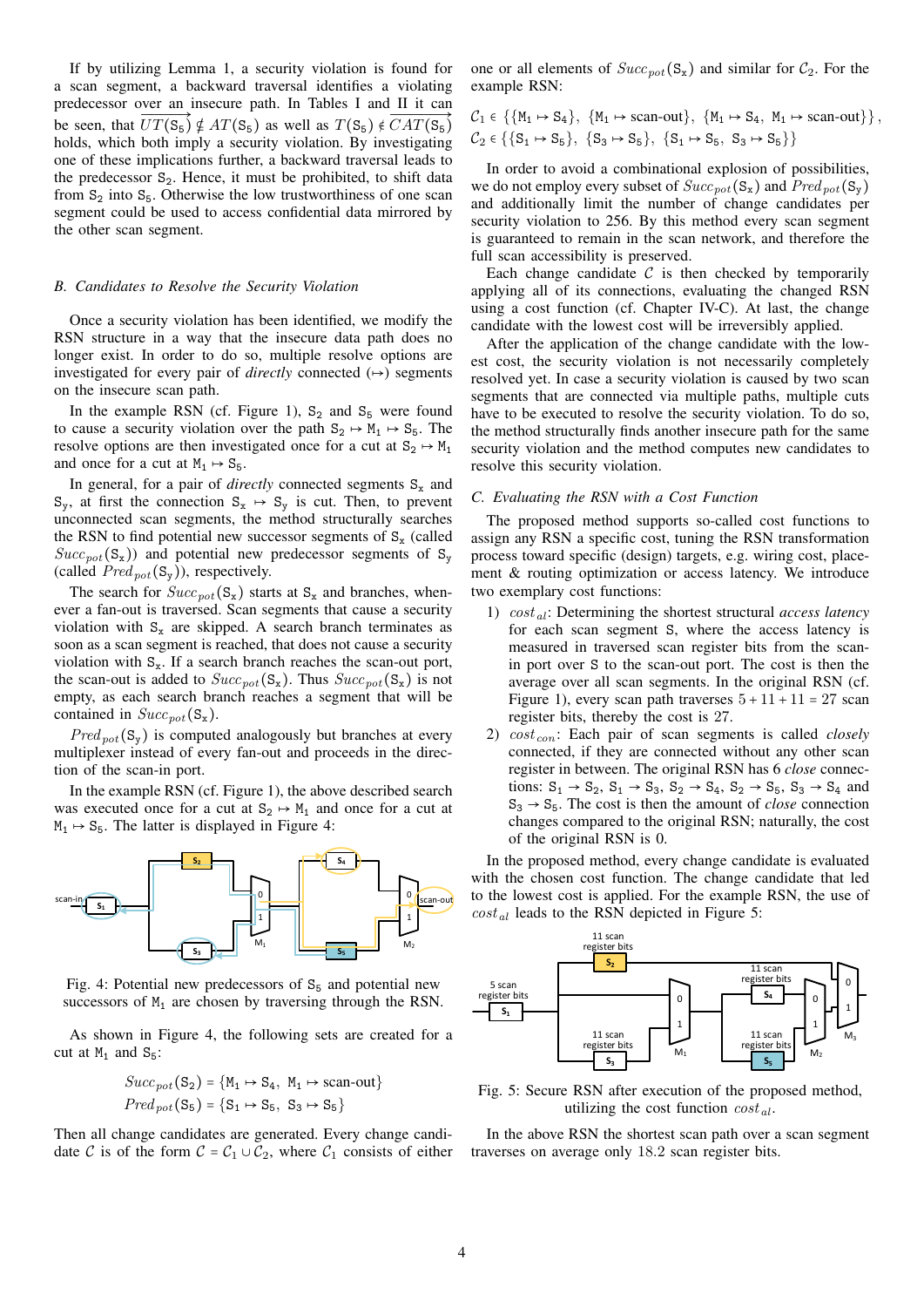If by utilizing Lemma 1, a security violation is found for a scan segment, a backward traversal identifies a violating predecessor over an insecure path. In Tables I and II it can be seen, that $\overrightarrow{UT(\mathtt{S}_5)} \notin AT(\mathtt{S}_5)$ as well as $T(\mathtt{S}_5) \notin \overrightarrow{CAT(\mathtt{S}_5)}$ holds, which both imply a security violation. By investigating one of these implications further, a backward traversal leads to the predecessor $\mathtt{S}_2$. Hence, it must be prohibited, to shift data from $\mathtt{S}_2$ into $\mathtt{S}_5$. Otherwise the low trustworthiness of one scan segment could be used to access confidential data mirrored by the other scan segment.

### B. Candidates to Resolve the Security Violation

Once a security violation has been identified, we modify the RSN structure in a way that the insecure data path does no longer exist. In order to do so, multiple resolve options are investigated for every pair of *directly* connected ($\mapsto$) segments on the insecure scan path.

In the example RSN (cf. Figure 1), $\mathtt{S}_2$ and $\mathtt{S}_5$ were found to cause a security violation over the path $\mathtt{S}_2 \mapsto \mathtt{M}_1 \mapsto \mathtt{S}_5$. The resolve options are then investigated once for a cut at $\mathtt{S}_2 \mapsto \mathtt{M}_1$ and once for a cut at $\mathtt{M}_1 \mapsto \mathtt{S}_5$.

In general, for a pair of *directly* connected segments $\mathtt{S}_x$ and $\mathtt{S}_y$, at first the connection $\mathtt{S}_x \mapsto \mathtt{S}_y$ is cut. Then, to prevent unconnected scan segments, the method structurally searches the RSN to find potential new successor segments of $\mathtt{S}_x$ (called $Succ_{pot}(\mathtt{S}_x)$) and potential new predecessor segments of $\mathtt{S}_y$ (called $Pred_{pot}(\mathtt{S}_y)$), respectively.

The search for $Succ_{pot}(\mathtt{S}_x)$ starts at $\mathtt{S}_x$ and branches, whenever a fan-out is traversed. Scan segments that cause a security violation with $\mathtt{S}_x$ are skipped. A search branch terminates as soon as a scan segment is reached, that does not cause a security violation with $\mathtt{S}_x$. If a search branch reaches the scan-out port, the scan-out is added to $Succ_{pot}(\mathtt{S}_x)$. Thus $Succ_{pot}(\mathtt{S}_x)$ is not empty, as each search branch reaches a segment that will be contained in $Succ_{pot}(\mathtt{S}_x)$.

$Pred_{pot}(\mathtt{S}_y)$ is computed analogously but branches at every multiplexer instead of every fan-out and proceeds in the direction of the scan-in port.

In the example RSN (cf. Figure 1), the above described search was executed once for a cut at $\mathtt{S}_2 \mapsto \mathtt{M}_1$ and once for a cut at $\mathtt{M}_1 \mapsto \mathtt{S}_5$. The latter is displayed in Figure 4:

Fig. 4: Potential new predecessors of $\mathtt{S}_5$ and potential new successors of $\mathtt{M}_1$ are chosen by traversing through the RSN.

As shown in Figure 4, the following sets are created for a cut at $\mathtt{M}_1$ and $\mathtt{S}_5$:

$$Succ_{pot}(\mathtt{S}_2) = \{\mathtt{M}_1 \mapsto \mathtt{S}_4,\ \mathtt{M}_1 \mapsto \text{scan-out}\}$$
$$Pred_{pot}(\mathtt{S}_5) = \{\mathtt{S}_1 \mapsto \mathtt{S}_5,\ \mathtt{S}_3 \mapsto \mathtt{S}_5\}$$

Then all change candidates are generated. Every change candidate $\mathcal{C}$ is of the form $\mathcal{C} = \mathcal{C}_1 \cup \mathcal{C}_2$, where $\mathcal{C}_1$ consists of either one or all elements of $Succ_{pot}(\mathtt{S}_x)$ and similar for $\mathcal{C}_2$. For the example RSN:

$$\mathcal{C}_1 \in \{\{\mathtt{M}_1 \mapsto \mathtt{S}_4\},\ \{\mathtt{M}_1 \mapsto \text{scan-out}\},\ \{\mathtt{M}_1 \mapsto \mathtt{S}_4,\ \mathtt{M}_1 \mapsto \text{scan-out}\}\},$$
$$\mathcal{C}_2 \in \{\{\mathtt{S}_1 \mapsto \mathtt{S}_5\},\ \{\mathtt{S}_3 \mapsto \mathtt{S}_5\},\ \{\mathtt{S}_1 \mapsto \mathtt{S}_5,\ \mathtt{S}_3 \mapsto \mathtt{S}_5\}\}$$

In order to avoid a combinational explosion of possibilities, we do not employ every subset of $Succ_{pot}(\mathtt{S}_x)$ and $Pred_{pot}(\mathtt{S}_y)$ and additionally limit the number of change candidates per security violation to 256. By this method every scan segment is guaranteed to remain in the scan network, and therefore the full scan accessibility is preserved.

Each change candidate $\mathcal{C}$ is then checked by temporarily applying all of its connections, evaluating the changed RSN using a cost function (cf. Chapter IV-C). At last, the change candidate with the lowest cost will be irreversibly applied.

After the application of the change candidate with the lowest cost, the security violation is not necessarily completely resolved yet. In case a security violation is caused by two scan segments that are connected via multiple paths, multiple cuts have to be executed to resolve the security violation. To do so, the method structurally finds another insecure path for the same security violation and the method computes new candidates to resolve this security violation.

### C. Evaluating the RSN with a Cost Function

The proposed method supports so-called cost functions to assign any RSN a specific cost, tuning the RSN transformation process toward specific (design) targets, e.g. wiring cost, placement & routing optimization or access latency. We introduce two exemplary cost functions:

1) $cost_{al}$: Determining the shortest structural *access latency* for each scan segment S, where the access latency is measured in traversed scan register bits from the scan-in port over S to the scan-out port. The cost is then the average over all scan segments. In the original RSN (cf. Figure 1), every scan path traverses $5 + 11 + 11 = 27$ scan register bits, thereby the cost is 27.
2) $cost_{con}$: Each pair of scan segments is called *closely* connected, if they are connected without any other scan register in between. The original RSN has 6 *close* connections: $\mathtt{S}_1 \rightarrow \mathtt{S}_2$, $\mathtt{S}_1 \rightarrow \mathtt{S}_3$, $\mathtt{S}_2 \rightarrow \mathtt{S}_4$, $\mathtt{S}_2 \rightarrow \mathtt{S}_5$, $\mathtt{S}_3 \rightarrow \mathtt{S}_4$ and $\mathtt{S}_3 \rightarrow \mathtt{S}_5$. The cost is then the amount of *close* connection changes compared to the original RSN; naturally, the cost of the original RSN is 0.

In the proposed method, every change candidate is evaluated with the chosen cost function. The change candidate that led to the lowest cost is applied. For the example RSN, the use of $cost_{al}$ leads to the RSN depicted in Figure 5:

Fig. 5: Secure RSN after execution of the proposed method, utilizing the cost function $cost_{al}$.

In the above RSN the shortest scan path over a scan segment traverses on average only 18.2 scan register bits.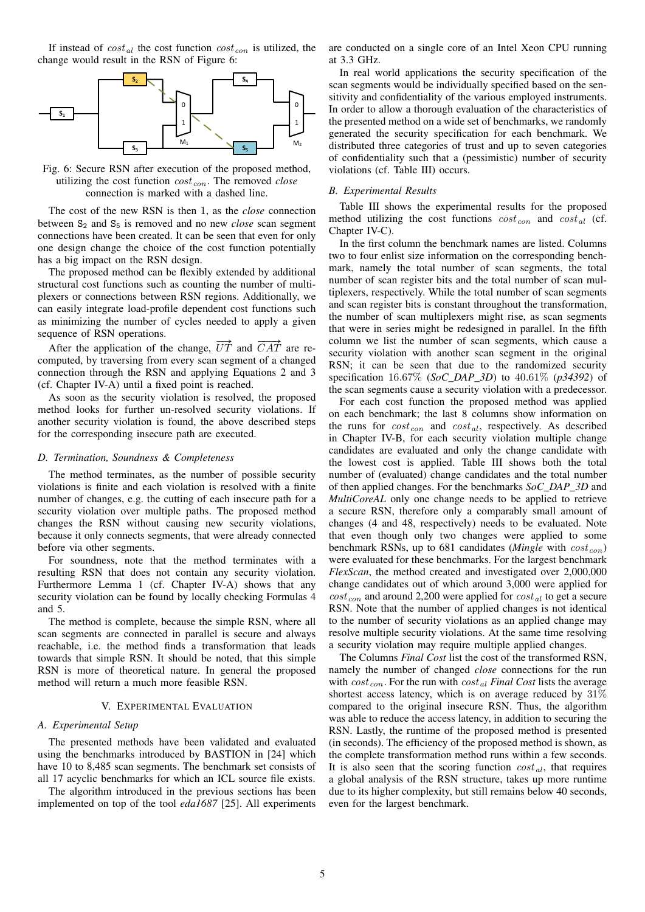If instead of $cost_{al}$ the cost function $cost_{con}$ is utilized, the change would result in the RSN of Figure 6:

Fig. 6: Secure RSN after execution of the proposed method, utilizing the cost function $cost_{con}$. The removed *close* connection is marked with a dashed line.

The cost of the new RSN is then 1, as the *close* connection between $S_2$ and $S_5$ is removed and no new *close* scan segment connections have been created. It can be seen that even for only one design change the choice of the cost function potentially has a big impact on the RSN design.

The proposed method can be flexibly extended by additional structural cost functions such as counting the number of multiplexers or connections between RSN regions. Additionally, we can easily integrate load-profile dependent cost functions such as minimizing the number of cycles needed to apply a given sequence of RSN operations.

After the application of the change, $\overrightarrow{UT}$ and $\overrightarrow{CAT}$ are recomputed, by traversing from every scan segment of a changed connection through the RSN and applying Equations 2 and 3 (cf. Chapter IV-A) until a fixed point is reached.

As soon as the security violation is resolved, the proposed method looks for further un-resolved security violations. If another security violation is found, the above described steps for the corresponding insecure path are executed.

### D. Termination, Soundness & Completeness

The method terminates, as the number of possible security violations is finite and each violation is resolved with a finite number of changes, e.g. the cutting of each insecure path for a security violation over multiple paths. The proposed method changes the RSN without causing new security violations, because it only connects segments, that were already connected before via other segments.

For soundness, note that the method terminates with a resulting RSN that does not contain any security violation. Furthermore Lemma 1 (cf. Chapter IV-A) shows that any security violation can be found by locally checking Formulas 4 and 5.

The method is complete, because the simple RSN, where all scan segments are connected in parallel is secure and always reachable, i.e. the method finds a transformation that leads towards that simple RSN. It should be noted, that this simple RSN is more of theoretical nature. In general the proposed method will return a much more feasible RSN.

## V. Experimental Evaluation

### A. Experimental Setup

The presented methods have been validated and evaluated using the benchmarks introduced by BASTION in [24] which have 10 to 8,485 scan segments. The benchmark set consists of all 17 acyclic benchmarks for which an ICL source file exists.

The algorithm introduced in the previous sections has been implemented on top of the tool *eda1687* [25]. All experiments are conducted on a single core of an Intel Xeon CPU running at 3.3 GHz.

In real world applications the security specification of the scan segments would be individually specified based on the sensitivity and confidentiality of the various employed instruments. In order to allow a thorough evaluation of the characteristics of the presented method on a wide set of benchmarks, we randomly generated the security specification for each benchmark. We distributed three categories of trust and up to seven categories of confidentiality such that a (pessimistic) number of security violations (cf. Table III) occurs.

### B. Experimental Results

Table III shows the experimental results for the proposed method utilizing the cost functions $cost_{con}$ and $cost_{al}$ (cf. Chapter IV-C).

In the first column the benchmark names are listed. Columns two to four enlist size information on the corresponding benchmark, namely the total number of scan segments, the total number of scan register bits and the total number of scan multiplexers, respectively. While the total number of scan segments and scan register bits is constant throughout the transformation, the number of scan multiplexers might rise, as scan segments that were in series might be redesigned in parallel. In the fifth column we list the number of scan segments, which cause a security violation with another scan segment in the original RSN; it can be seen that due to the randomized security specification $16.67\%$ (*SoC_DAP_3D*) to $40.61\%$ (*p34392*) of the scan segments cause a security violation with a predecessor.

For each cost function the proposed method was applied on each benchmark; the last 8 columns show information on the runs for $cost_{con}$ and $cost_{al}$, respectively. As described in Chapter IV-B, for each security violation multiple change candidates are evaluated and only the change candidate with the lowest cost is applied. Table III shows both the total number of (evaluated) change candidates and the total number of then applied changes. For the benchmarks *SoC_DAP_3D* and *MultiCoreAL* only one change needs to be applied to retrieve a secure RSN, therefore only a comparably small amount of changes (4 and 48, respectively) needs to be evaluated. Note that even though only two changes were applied to some benchmark RSNs, up to 681 candidates (*Mingle* with $cost_{con}$) were evaluated for these benchmarks. For the largest benchmark *FlexScan*, the method created and investigated over 2,000,000 change candidates out of which around 3,000 were applied for $cost_{con}$ and around 2,200 were applied for $cost_{al}$ to get a secure RSN. Note that the number of applied changes is not identical to the number of security violations as an applied change may resolve multiple security violations. At the same time resolving a security violation may require multiple applied changes.

The Columns *Final Cost* list the cost of the transformed RSN, namely the number of changed *close* connections for the run with $cost_{con}$. For the run with $cost_{al}$ *Final Cost* lists the average shortest access latency, which is on average reduced by $31\%$ compared to the original insecure RSN. Thus, the algorithm was able to reduce the access latency, in addition to securing the RSN. Lastly, the runtime of the proposed method is presented (in seconds). The efficiency of the proposed method is shown, as the complete transformation method runs within a few seconds. It is also seen that the scoring function $cost_{al}$, that requires a global analysis of the RSN structure, takes up more runtime due to its higher complexity, but still remains below 40 seconds, even for the largest benchmark.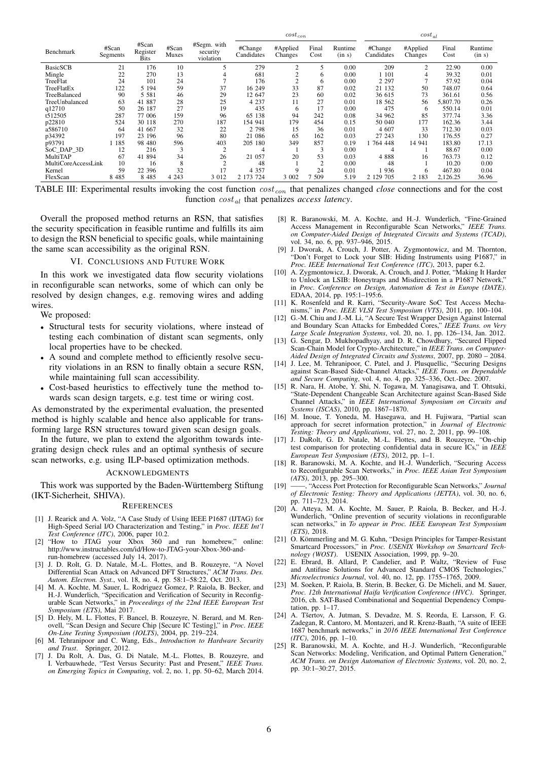| Benchmark | #Scan Segments | #Scan Register Bits | #Scan Muxes | #Segm. with security violation | $cost_{con}$ | | | | $cost_{al}$ | | | |
|---|---|---|---|---|---|---|---|---|---|---|---|---|
| | | | | | #Change Candidates | #Applied Changes | Final Cost | Runtime (in s) | #Change Candidates | #Applied Changes | Final Cost | Runtime (in s) |
| BasicSCB | 21 | 176 | 10 | 5 | 279 | 2 | 5 | 0.00 | 209 | 2 | 22.90 | 0.00 |
| Mingle | 22 | 270 | 13 | 4 | 681 | 2 | 6 | 0.00 | 1 101 | 4 | 39.32 | 0.01 |
| TreeFlat | 24 | 101 | 24 | 7 | 176 | 2 | 6 | 0.00 | 2 297 | 7 | 57.92 | 0.04 |
| TreeFlatEx | 122 | 5 194 | 59 | 37 | 16 249 | 33 | 87 | 0.02 | 21 132 | 50 | 748.07 | 0.64 |
| TreeBalanced | 90 | 5 581 | 46 | 29 | 12 647 | 23 | 60 | 0.02 | 36 615 | 73 | 361.61 | 0.56 |
| TreeUnbalanced | 63 | 41 887 | 28 | 25 | 4 237 | 11 | 27 | 0.01 | 18 562 | 56 | 5,807.70 | 0.26 |
| q12710 | 50 | 26 187 | 27 | 19 | 435 | 6 | 17 | 0.00 | 475 | 6 | 550.14 | 0.01 |
| t512505 | 287 | 77 006 | 159 | 96 | 65 138 | 94 | 242 | 0.08 | 34 962 | 85 | 377.74 | 3.36 |
| p22810 | 524 | 30 118 | 270 | 187 | 154 941 | 179 | 454 | 0.15 | 50 040 | 177 | 162.36 | 3.44 |
| a586710 | 64 | 41 667 | 32 | 22 | 2 798 | 15 | 36 | 0.01 | 4 607 | 33 | 712.30 | 0.03 |
| p34392 | 197 | 23 196 | 96 | 80 | 21 086 | 65 | 162 | 0.03 | 27 243 | 130 | 176.55 | 0.27 |
| p93791 | 1 185 | 98 480 | 596 | 403 | 205 180 | 349 | 857 | 0.19 | 1 764 448 | 14 941 | 183.80 | 17.13 |
| SoC_DAP_3D | 12 | 216 | 3 | 2 | 4 | 1 | 3 | 0.00 | 4 | 1 | 88.67 | 0.00 |
| MultiTAP | 67 | 41 894 | 34 | 26 | 21 057 | 20 | 53 | 0.03 | 4 888 | 16 | 763.73 | 0.12 |
| MultiCoreAccessLink | 10 | 16 | 8 | 2 | 48 | 1 | 2 | 0.00 | 48 | 1 | 10.20 | 0.00 |
| Kernel | 59 | 22 396 | 32 | 17 | 4 357 | 9 | 24 | 0.01 | 1 936 | 6 | 467.80 | 0.04 |
| FlexScan | 8 485 | 8 485 | 4 243 | 3 012 | 2 173 724 | 3 002 | 7 509 | 5.19 | 2 129 705 | 2 183 | 2,126.25 | 36.96 |

TABLE III: Experimental results invoking the cost function $cost_{con}$ that penalizes changed *close* connections and for the cost function $cost_{al}$ that penalizes *access latency*.

Overall the proposed method returns an RSN, that satisfies the security specification in feasible runtime and fulfills its aim to design the RSN beneficial to specific goals, while maintaining the same scan accessibility as the original RSN.

## VI. Conclusions and Future Work

In this work we investigated data flow security violations in reconfigurable scan networks, some of which can only be resolved by design changes, e.g. removing wires and adding wires.

We proposed:

- Structural tests for security violations, where instead of testing each combination of distant scan segments, only local properties have to be checked.
- A sound and complete method to efficiently resolve security violations in an RSN to finally obtain a secure RSN, while maintaining full scan accessibility.
- Cost-based heuristics to effectively tune the method towards scan design targets, e.g. test time or wiring cost.

As demonstrated by the experimental evaluation, the presented method is highly scalable and hence also applicable for transforming large RSN structures toward given scan design goals.

In the future, we plan to extend the algorithm towards integrating design check rules and an optimal synthesis of secure scan networks, e.g. using ILP-based optimization methods.

## Acknowledgments

This work was supported by the Baden-Württemberg Stiftung (IKT-Sicherheit, SHIVA).

## References

[1] J. Rearick and A. Volz, "A Case Study of Using IEEE P1687 (IJTAG) for High-Speed Serial I/O Characterization and Testing," in *Proc. IEEE Int'l Test Conference (ITC)*, 2006, paper 10.2.

[2] "How to JTAG your Xbox 360 and run homebrew," online: http://www.instructables.com/id/How-to-JTAG-your-Xbox-360-and-run-homebrew (accessed July 14, 2017).

[3] J. D. Rolt, G. D. Natale, M.-L. Flottes, and B. Rouzeyre, "A Novel Differential Scan Attack on Advanced DFT Structures," *ACM Trans. Des. Autom. Electron. Syst.*, vol. 18, no. 4, pp. 58:1–58:22, Oct. 2013.

[4] M. A. Kochte, M. Sauer, L. Rodriguez Gomez, P. Raiola, B. Becker, and H.-J. Wunderlich, "Specification and Verification of Security in Reconfigurable Scan Networks," in *Proceedings of the 22nd IEEE European Test Symposium (ETS)*, Mai 2017.

[5] D. Hely, M. L. Flottes, F. Bancel, B. Rouzeyre, N. Berard, and M. Renovell, "Scan Design and Secure Chip [Secure IC Testing]," in *Proc. IEEE On-Line Testing Symposium (IOLTS)*, 2004, pp. 219–224.

[6] M. Tehranipoor and C. Wang, Eds., *Introduction to Hardware Security and Trust*. Springer, 2012.

[7] J. Da Rolt, A. Das, G. Di Natale, M.-L. Flottes, B. Rouzeyre, and I. Verbauwhede, "Test Versus Security: Past and Present," *IEEE Trans. on Emerging Topics in Computing*, vol. 2, no. 1, pp. 50–62, March 2014.

[8] R. Baranowski, M. A. Kochte, and H.-J. Wunderlich, "Fine-Grained Access Management in Reconfigurable Scan Networks," *IEEE Trans. on Computer-Aided Design of Integrated Circuits and Systems (TCAD)*, vol. 34, no. 6, pp. 937–946, 2015.

[9] J. Dworak, A. Crouch, J. Potter, A. Zygmontowicz, and M. Thornton, "Don't Forget to Lock your SIB: Hiding Instruments using P1687," in *Proc. IEEE International Test Conference (ITC)*, 2013, paper 6.2.

[10] A. Zygmontowicz, J. Dworak, A. Crouch, and J. Potter, "Making It Harder to Unlock an LSIB: Honeytraps and Misdirection in a P1687 Network," in *Proc. Conference on Design, Automation & Test in Europe (DATE)*. EDAA, 2014, pp. 195:1–195:6.

[11] K. Rosenfeld and R. Karri, "Security-Aware SoC Test Access Mechanisms," in *Proc. IEEE VLSI Test Symposium (VTS)*, 2011, pp. 100–104.

[12] G.-M. Chiu and J.-M. Li, "A Secure Test Wrapper Design Against Internal and Boundary Scan Attacks for Embedded Cores," *IEEE Trans. on Very Large Scale Integration Systems*, vol. 20, no. 1, pp. 126–134, Jan. 2012.

[13] G. Sengar, D. Mukhopadhyay, and D. R. Chowdhury, "Secured Flipped Scan-Chain Model for Crypto-Architecture," in *IEEE Trans. on Computer-Aided Design of Integrated Circuits and Systems*, 2007, pp. 2080 – 2084.

[14] J. Lee, M. Tehranipoor, C. Patel, and J. Plusquellic, "Securing Designs against Scan-Based Side-Channel Attacks," *IEEE Trans. on Dependable and Secure Computing*, vol. 4, no. 4, pp. 325–336, Oct.-Dec. 2007.

[15] R. Nara, H. Atobe, Y. Shi, N. Togawa, M. Yanagisawa, and T. Ohtsuki, "State-Dependent Changeable Scan Architecture against Scan-Based Side Channel Attacks," in *IEEE International Symposium on Circuits and Systems (ISCAS)*, 2010, pp. 1867–1870.

[16] M. Inoue, T. Yoneda, M. Hasegawa, and H. Fujiwara, "Partial scan approach for secret information protection," in *Journal of Electronic Testing: Theory and Applications*, vol. 27, no. 2, 2011, pp. 99–108.

[17] J. DaRolt, G. D. Natale, M.-L. Flottes, and B. Rouzeyre, "On-chip test comparison for protecting confidential data in secure ICs," in *IEEE European Test Symposium (ETS)*, 2012, pp. 1–1.

[18] R. Baranowski, M. A. Kochte, and H.-J. Wunderlich, "Securing Access to Reconfigurable Scan Networks," in *Proc. IEEE Asian Test Symposium (ATS)*, 2013, pp. 295–300.

[19] ——, "Access Port Protection for Reconfigurable Scan Networks," *Journal of Electronic Testing: Theory and Applications (JETTA)*, vol. 30, no. 6, pp. 711–723, 2014.

[20] A. Atteya, M. A. Kochte, M. Sauer, P. Raiola, B. Becker, and H.-J. Wunderlich, "Online prevention of security violations in reconfigurable scan networks," in *To appear in Proc. IEEE European Test Symposium (ETS)*, 2018.

[21] O. Kömmerling and M. G. Kuhn, "Design Principles for Tamper-Resistant Smartcard Processors," in *Proc. USENIX Workshop on Smartcard Technology (WOST)*. USENIX Association, 1999, pp. 9–20.

[22] E. Ebrard, B. Allard, P. Candelier, and P. Waltz, "Review of Fuse and Antifuse Solutions for Advanced Standard CMOS Technologies," *Microelectronics Journal*, vol. 40, no. 12, pp. 1755–1765, 2009.

[23] M. Soeken, P. Raiola, B. Sterin, B. Becker, G. De Micheli, and M. Sauer, *Proc. 12th International Haifa Verification Conference (HVC)*. Springer, 2016, ch. SAT-Based Combinational and Sequential Dependency Computation, pp. 1–17.

[24] A. Tšertov, A. Jutman, S. Devadze, M. S. Reorda, E. Larsson, F. G. Zadegan, R. Cantoro, M. Montazeri, and R. Krenz-Baath, "A suite of IEEE 1687 benchmark networks," in *2016 IEEE International Test Conference (ITC)*, 2016, pp. 1–10.

[25] R. Baranowski, M. A. Kochte, and H.-J. Wunderlich, "Reconfigurable Scan Networks: Modeling, Verification, and Optimal Pattern Generation," *ACM Trans. on Design Automation of Electronic Systems*, vol. 20, no. 2, pp. 30:1–30:27, 2015.